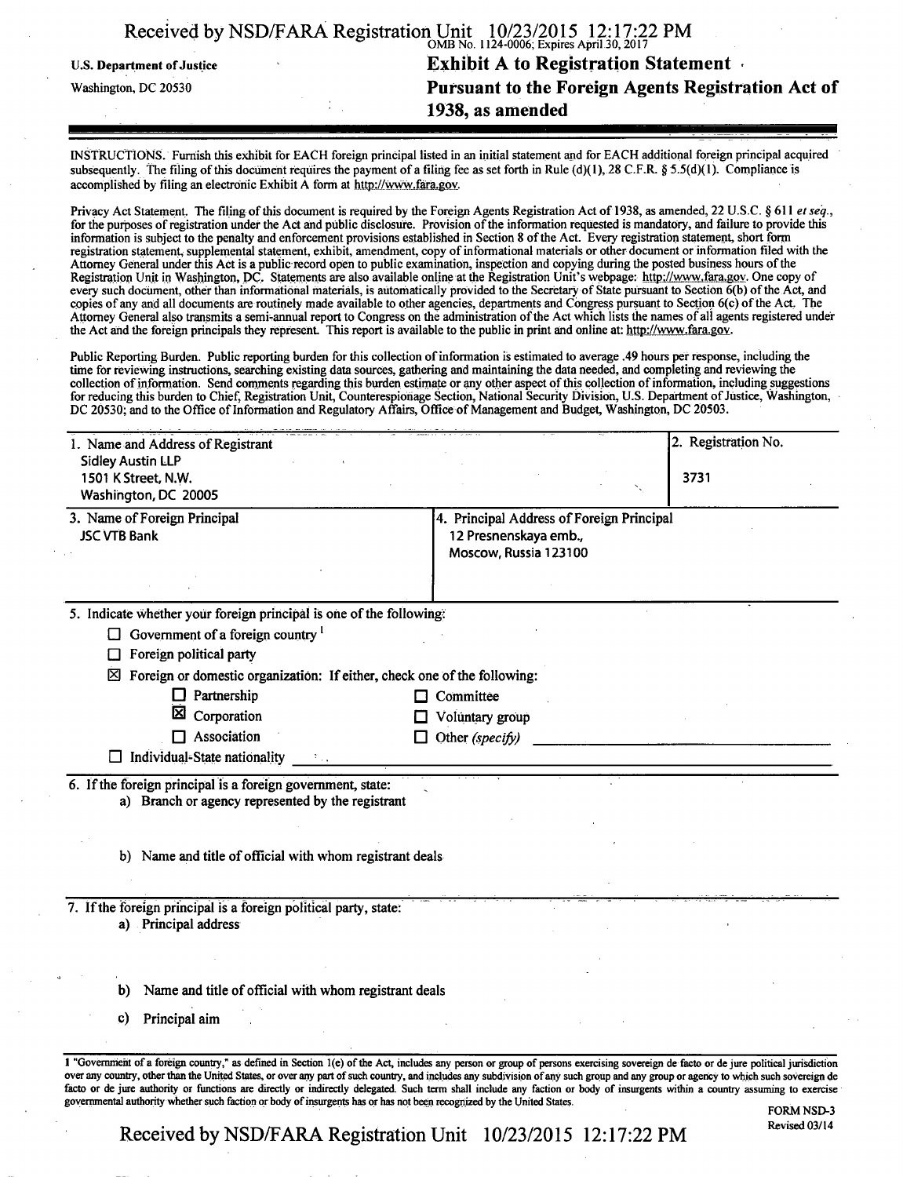OMB No. 1124-0006; Expires April 30, 2017

U.S. Department of Justice
Washington, DC 20530

# Exhibit A to Registration Statement Pursuant to the Foreign Agents Registration Act of 1938, as amended

INSTRUCTIONS. Furnish this exhibit for EACH foreign principal listed in an initial statement and for EACH additional foreign principal acquired subsequently. The filing of this document requires the payment of a filing fee as set forth in Rule (d)(1), 28 C.F.R. § 5.5(d)(1). Compliance is accomplished by filing an electronic Exhibit A form at http://www.fara.gov.

Privacy Act Statement. The filing of this document is required by the Foreign Agents Registration Act of 1938, as amended, 22 U.S.C. § 611 *et seq.*, for the purposes of registration under the Act and public disclosure. Provision of the information requested is mandatory, and failure to provide this information is subject to the penalty and enforcement provisions established in Section 8 of the Act. Every registration statement, short form registration statement, supplemental statement, exhibit, amendment, copy of informational materials or other document or information filed with the Attorney General under this Act is a public record open to public examination, inspection and copying during the posted business hours of the Registration Unit in Washington, DC. Statements are also available online at the Registration Unit's webpage: http://www.fara.gov. One copy of every such document, other than informational materials, is automatically provided to the Secretary of State pursuant to Section 6(b) of the Act, and copies of any and all documents are routinely made available to other agencies, departments and Congress pursuant to Section 6(c) of the Act. The Attorney General also transmits a semi-annual report to Congress on the administration of the Act which lists the names of all agents registered under the Act and the foreign principals they represent. This report is available to the public in print and online at: http://www.fara.gov.

Public Reporting Burden. Public reporting burden for this collection of information is estimated to average .49 hours per response, including the time for reviewing instructions, searching existing data sources, gathering and maintaining the data needed, and completing and reviewing the collection of information. Send comments regarding this burden estimate or any other aspect of this collection of information, including suggestions for reducing this burden to Chief, Registration Unit, Counterespionage Section, National Security Division, U.S. Department of Justice, Washington, DC 20530; and to the Office of Information and Regulatory Affairs, Office of Management and Budget, Washington, DC 20503.

| 1. Name and Address of Registrant | 2. Registration No. |
|---|---|
| Sidley Austin LLP<br>1501 K Street, N.W.<br>Washington, DC 20005 | 3731 |

| 3. Name of Foreign Principal | 4. Principal Address of Foreign Principal |
|---|---|
| JSC VTB Bank | 12 Presnenskaya emb.,<br>Moscow, Russia 123100 |

5. Indicate whether your foreign principal is one of the following:

- ☐ Government of a foreign country [1]
- ☐ Foreign political party
- ☒ Foreign or domestic organization: If either, check one of the following:
  - ☐ Partnership
  - ☒ Corporation
  - ☐ Association
  - ☐ Committee
  - ☐ Voluntary group
  - ☐ Other *(specify)* \_\_\_\_\_\_\_\_\_\_
- ☐ Individual-State nationality \_\_\_\_\_\_\_\_\_\_

6. If the foreign principal is a foreign government, state:
   - a) Branch or agency represented by the registrant
   - b) Name and title of official with whom registrant deals

7. If the foreign principal is a foreign political party, state:
   - a) Principal address
   - b) Name and title of official with whom registrant deals
   - c) Principal aim

1 "Government of a foreign country," as defined in Section 1(e) of the Act, includes any person or group of persons exercising sovereign de facto or de jure political jurisdiction over any country, other than the United States, or over any part of such country, and includes any subdivision of any such group and any group or agency to which such sovereign de facto or de jure authority or functions are directly or indirectly delegated. Such term shall include any faction or body of insurgents within a country assuming to exercise governmental authority whether such faction or body of insurgents has or has not been recognized by the United States.

FORM NSD-3
Revised 03/14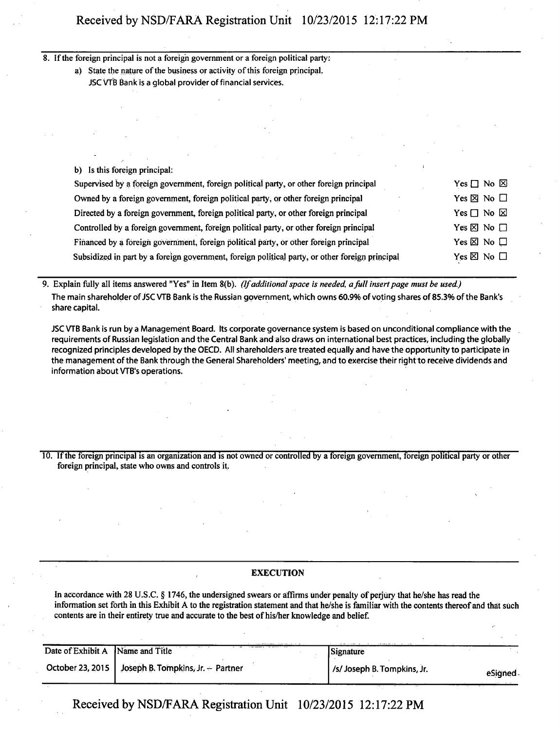8. If the foreign principal is not a foreign government or a foreign political party:

   a) State the nature of the business or activity of this foreign principal.

      JSC VTB Bank is a global provider of financial services.

   b) Is this foreign principal:

| | |
|---|---|
| Supervised by a foreign government, foreign political party, or other foreign principal | Yes ☐ No ☒ |
| Owned by a foreign government, foreign political party, or other foreign principal | Yes ☒ No ☐ |
| Directed by a foreign government, foreign political party, or other foreign principal | Yes ☐ No ☒ |
| Controlled by a foreign government, foreign political party, or other foreign principal | Yes ☒ No ☐ |
| Financed by a foreign government, foreign political party, or other foreign principal | Yes ☒ No ☐ |
| Subsidized in part by a foreign government, foreign political party, or other foreign principal | Yes ☒ No ☐ |

9. Explain fully all items answered "Yes" in Item 8(b). *(If additional space is needed, a full insert page must be used.)*

   The main shareholder of JSC VTB Bank is the Russian government, which owns 60.9% of voting shares of 85.3% of the Bank's share capital.

   JSC VTB Bank is run by a Management Board. Its corporate governance system is based on unconditional compliance with the requirements of Russian legislation and the Central Bank and also draws on international best practices, including the globally recognized principles developed by the OECD. All shareholders are treated equally and have the opportunity to participate in the management of the Bank through the General Shareholders' meeting, and to exercise their right to receive dividends and information about VTB's operations.

10. If the foreign principal is an organization and is not owned or controlled by a foreign government, foreign political party or other foreign principal, state who owns and controls it.

**EXECUTION**

In accordance with 28 U.S.C. § 1746, the undersigned swears or affirms under penalty of perjury that he/she has read the information set forth in this Exhibit A to the registration statement and that he/she is familiar with the contents thereof and that such contents are in their entirety true and accurate to the best of his/her knowledge and belief.

| Date of Exhibit A | Name and Title | Signature |
|---|---|---|
| October 23, 2015 | Joseph B. Tompkins, Jr. – Partner | /s/ Joseph B. Tompkins, Jr. eSigned |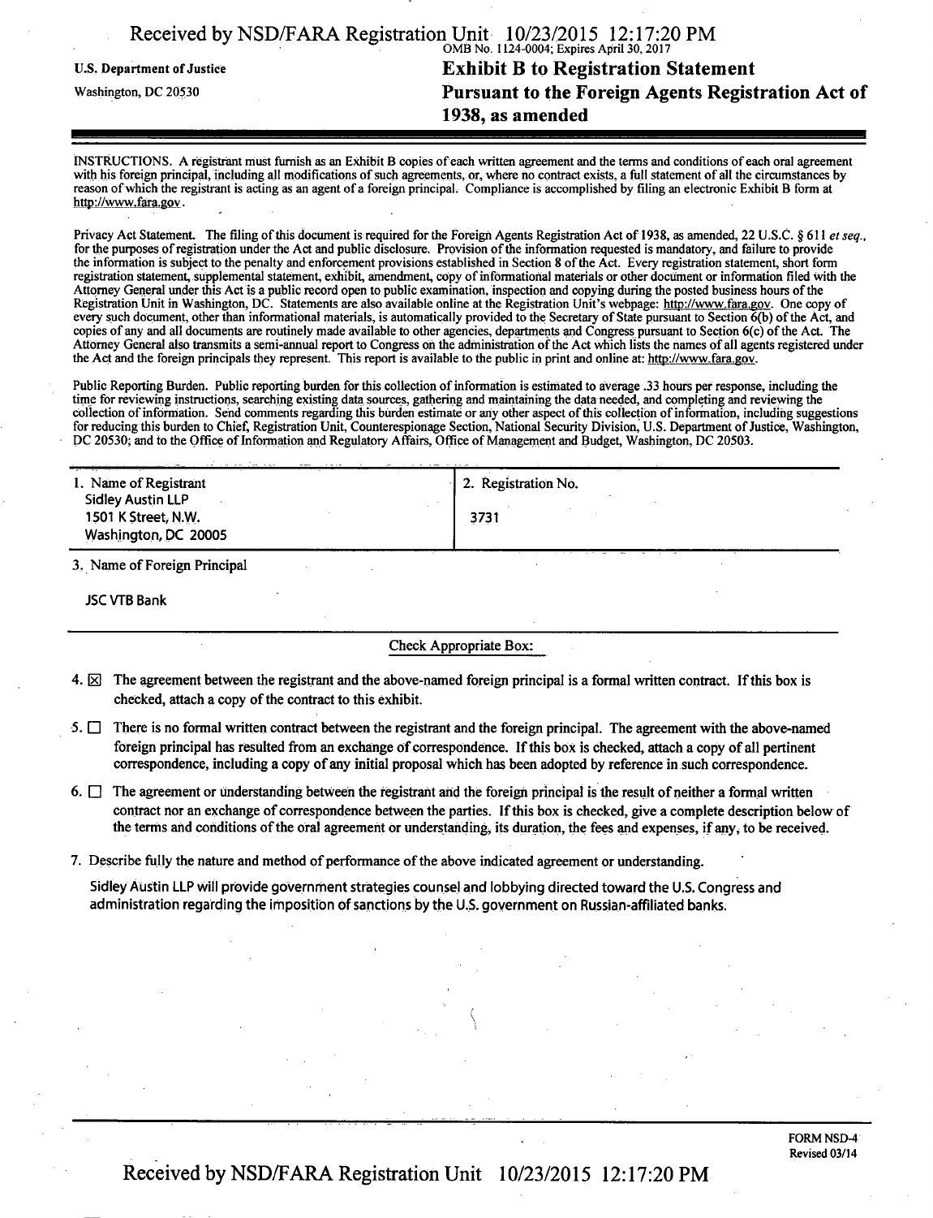U.S. Department of Justice

Washington, DC 20530

OMB No. 1124-0004; Expires April 30, 2017

# Exhibit B to Registration Statement Pursuant to the Foreign Agents Registration Act of 1938, as amended

INSTRUCTIONS. A registrant must furnish as an Exhibit B copies of each written agreement and the terms and conditions of each oral agreement with his foreign principal, including all modifications of such agreements, or, where no contract exists, a full statement of all the circumstances by reason of which the registrant is acting as an agent of a foreign principal. Compliance is accomplished by filing an electronic Exhibit B form at http://www.fara.gov.

Privacy Act Statement. The filing of this document is required for the Foreign Agents Registration Act of 1938, as amended, 22 U.S.C. § 611 *et seq.*, for the purposes of registration under the Act and public disclosure. Provision of the information requested is mandatory, and failure to provide the information is subject to the penalty and enforcement provisions established in Section 8 of the Act. Every registration statement, short form registration statement, supplemental statement, exhibit, amendment, copy of informational materials or other document or information filed with the Attorney General under this Act is a public record open to public examination, inspection and copying during the posted business hours of the Registration Unit in Washington, DC. Statements are also available online at the Registration Unit's webpage: http://www.fara.gov. One copy of every such document, other than informational materials, is automatically provided to the Secretary of State pursuant to Section 6(b) of the Act, and copies of any and all documents are routinely made available to other agencies, departments and Congress pursuant to Section 6(c) of the Act. The Attorney General also transmits a semi-annual report to Congress on the administration of the Act which lists the names of all agents registered under the Act and the foreign principals they represent. This report is available to the public in print and online at: http://www.fara.gov.

Public Reporting Burden. Public reporting burden for this collection of information is estimated to average .33 hours per response, including the time for reviewing instructions, searching existing data sources, gathering and maintaining the data needed, and completing and reviewing the collection of information. Send comments regarding this burden estimate or any other aspect of this collection of information, including suggestions for reducing this burden to Chief, Registration Unit, Counterespionage Section, National Security Division, U.S. Department of Justice, Washington, DC 20530; and to the Office of Information and Regulatory Affairs, Office of Management and Budget, Washington, DC 20503.

| 1. Name of Registrant | 2. Registration No. |
|---|---|
| Sidley Austin LLP<br>1501 K Street, N.W.<br>Washington, DC 20005 | 3731 |

3. Name of Foreign Principal

JSC VTB Bank

Check Appropriate Box:

4. ☒ The agreement between the registrant and the above-named foreign principal is a formal written contract. If this box is checked, attach a copy of the contract to this exhibit.

5. ☐ There is no formal written contract between the registrant and the foreign principal. The agreement with the above-named foreign principal has resulted from an exchange of correspondence. If this box is checked, attach a copy of all pertinent correspondence, including a copy of any initial proposal which has been adopted by reference in such correspondence.

6. ☐ The agreement or understanding between the registrant and the foreign principal is the result of neither a formal written contract nor an exchange of correspondence between the parties. If this box is checked, give a complete description below of the terms and conditions of the oral agreement or understanding, its duration, the fees and expenses, if any, to be received.

7. Describe fully the nature and method of performance of the above indicated agreement or understanding.

Sidley Austin LLP will provide government strategies counsel and lobbying directed toward the U.S. Congress and administration regarding the imposition of sanctions by the U.S. government on Russian-affiliated banks.

FORM NSD-4
Revised 03/14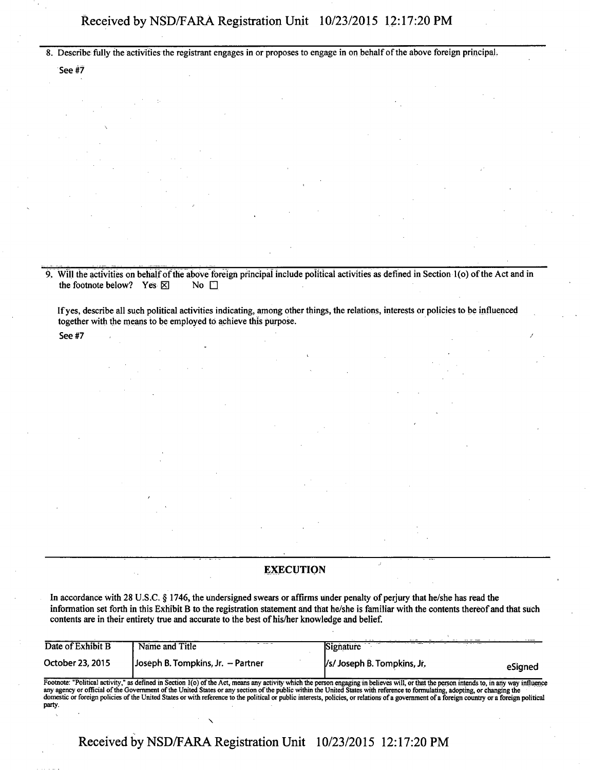8. Describe fully the activities the registrant engages in or proposes to engage in on behalf of the above foreign principal.

See #7

9. Will the activities on behalf of the above foreign principal include political activities as defined in Section 1(o) of the Act and in the footnote below? Yes ☒ No ☐

If yes, describe all such political activities indicating, among other things, the relations, interests or policies to be influenced together with the means to be employed to achieve this purpose.

See #7

## EXECUTION

In accordance with 28 U.S.C. § 1746, the undersigned swears or affirms under penalty of perjury that he/she has read the information set forth in this Exhibit B to the registration statement and that he/she is familiar with the contents thereof and that such contents are in their entirety true and accurate to the best of his/her knowledge and belief.

| Date of Exhibit B | Name and Title | Signature | |
|---|---|---|---|
| October 23, 2015 | Joseph B. Tompkins, Jr. – Partner | /s/ Joseph B. Tompkins, Jr. | eSigned |

Footnote: "Political activity," as defined in Section 1(o) of the Act, means any activity which the person engaging in believes will, or that the person intends to, in any way influence any agency or official of the Government of the United States or any section of the public within the United States with reference to formulating, adopting, or changing the domestic or foreign policies of the United States or with reference to the political or public interests, policies, or relations of a government of a foreign country or a foreign political party.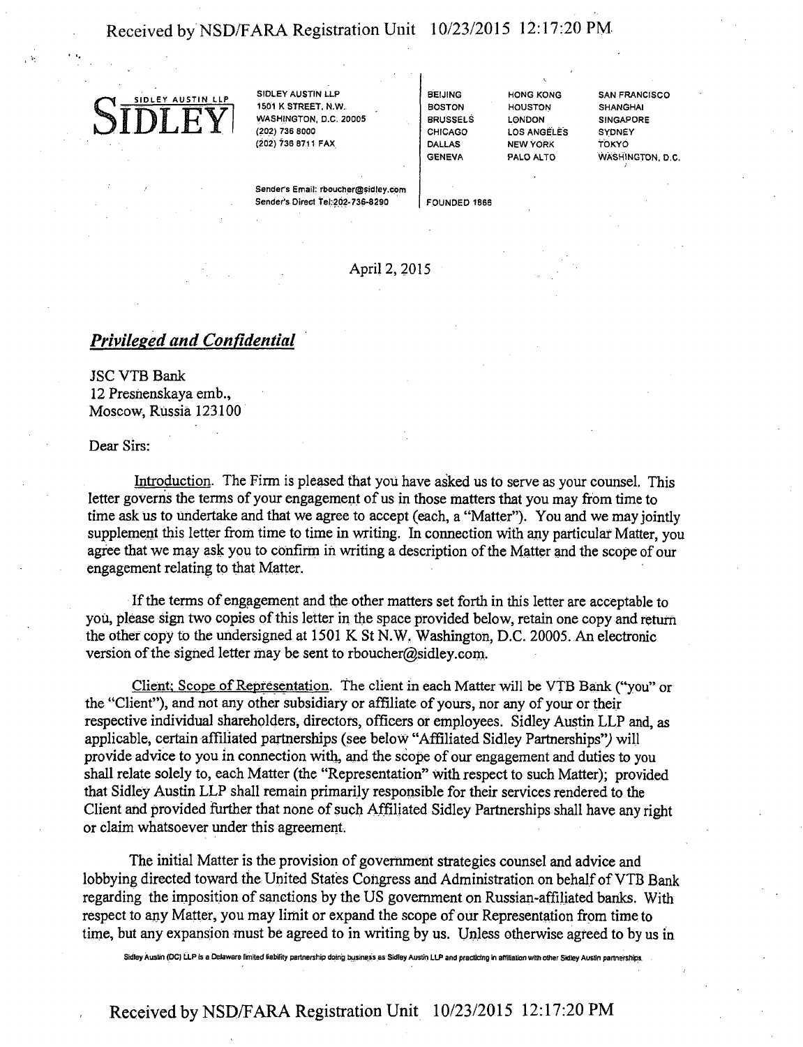SIDLEY AUSTIN LLP

**SIDLEY**

SIDLEY AUSTIN LLP
1501 K STREET, N.W.
WASHINGTON, D.C. 20005
(202) 736 8000
(202) 736 8711 FAX

BEIJING
BOSTON
BRUSSELS
CHICAGO
DALLAS
GENEVA

HONG KONG
HOUSTON
LONDON
LOS ANGELES
NEW YORK
PALO ALTO

SAN FRANCISCO
SHANGHAI
SINGAPORE
SYDNEY
TOKYO
WASHINGTON, D.C.

Sender's Email: rboucher@sidley.com
Sender's Direct Tel:202-736-8290

FOUNDED 1866

April 2, 2015

***Privileged and Confidential***

JSC VTB Bank
12 Presnenskaya emb.,
Moscow, Russia 123100

Dear Sirs:

Introduction. The Firm is pleased that you have asked us to serve as your counsel. This letter governs the terms of your engagement of us in those matters that you may from time to time ask us to undertake and that we agree to accept (each, a "Matter"). You and we may jointly supplement this letter from time to time in writing. In connection with any particular Matter, you agree that we may ask you to confirm in writing a description of the Matter and the scope of our engagement relating to that Matter.

If the terms of engagement and the other matters set forth in this letter are acceptable to you, please sign two copies of this letter in the space provided below, retain one copy and return the other copy to the undersigned at 1501 K St N.W. Washington, D.C. 20005. An electronic version of the signed letter may be sent to rboucher@sidley.com.

Client; Scope of Representation. The client in each Matter will be VTB Bank ("you" or the "Client"), and not any other subsidiary or affiliate of yours, nor any of your or their respective individual shareholders, directors, officers or employees. Sidley Austin LLP and, as applicable, certain affiliated partnerships (see below "Affiliated Sidley Partnerships") will provide advice to you in connection with, and the scope of our engagement and duties to you shall relate solely to, each Matter (the "Representation" with respect to such Matter); provided that Sidley Austin LLP shall remain primarily responsible for their services rendered to the Client and provided further that none of such Affiliated Sidley Partnerships shall have any right or claim whatsoever under this agreement.

The initial Matter is the provision of government strategies counsel and advice and lobbying directed toward the United States Congress and Administration on behalf of VTB Bank regarding the imposition of sanctions by the US government on Russian-affiliated banks. With respect to any Matter, you may limit or expand the scope of our Representation from time to time, but any expansion must be agreed to in writing by us. Unless otherwise agreed to by us in

Sidley Austin (DC) LLP is a Delaware limited liability partnership doing business as Sidley Austin LLP and practicing in affiliation with other Sidley Austin partnerships.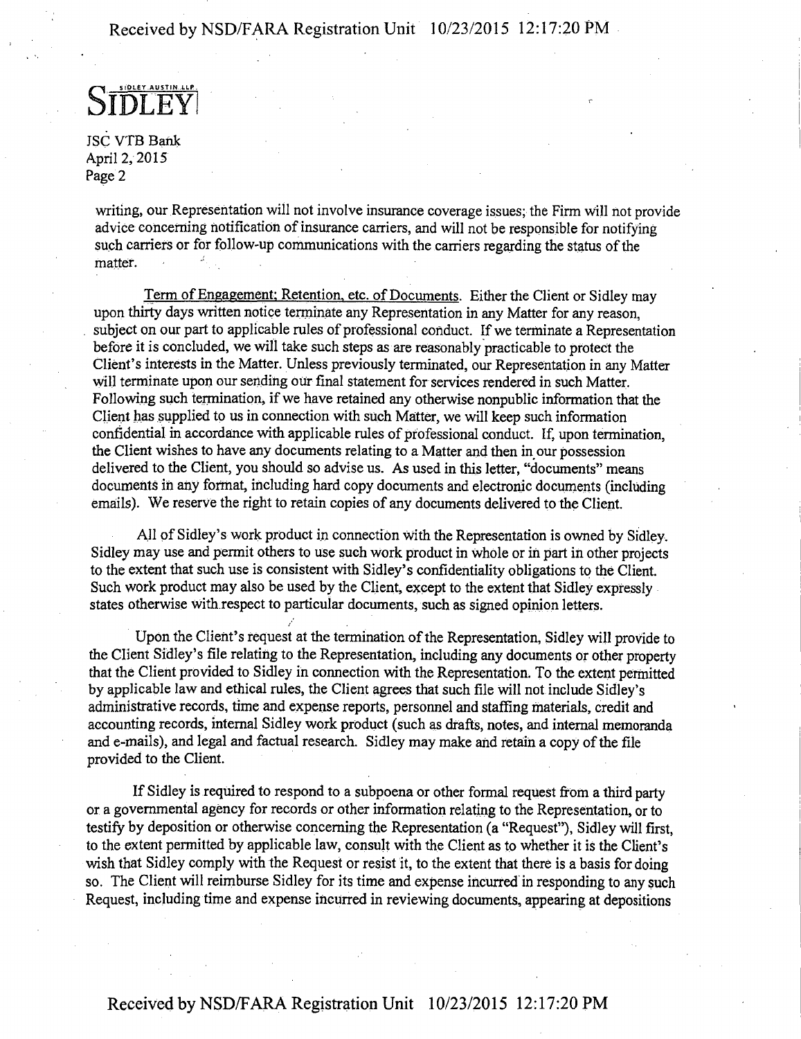**SIDLEY** SIDLEY AUSTIN LLP

JSC VTB Bank
April 2, 2015
Page 2

writing, our Representation will not involve insurance coverage issues; the Firm will not provide advice concerning notification of insurance carriers, and will not be responsible for notifying such carriers or for follow-up communications with the carriers regarding the status of the matter.

Term of Engagement; Retention, etc. of Documents. Either the Client or Sidley may upon thirty days written notice terminate any Representation in any Matter for any reason, subject on our part to applicable rules of professional conduct. If we terminate a Representation before it is concluded, we will take such steps as are reasonably practicable to protect the Client's interests in the Matter. Unless previously terminated, our Representation in any Matter will terminate upon our sending our final statement for services rendered in such Matter. Following such termination, if we have retained any otherwise nonpublic information that the Client has supplied to us in connection with such Matter, we will keep such information confidential in accordance with applicable rules of professional conduct. If, upon termination, the Client wishes to have any documents relating to a Matter and then in our possession delivered to the Client, you should so advise us. As used in this letter, "documents" means documents in any format, including hard copy documents and electronic documents (including emails). We reserve the right to retain copies of any documents delivered to the Client.

All of Sidley's work product in connection with the Representation is owned by Sidley. Sidley may use and permit others to use such work product in whole or in part in other projects to the extent that such use is consistent with Sidley's confidentiality obligations to the Client. Such work product may also be used by the Client, except to the extent that Sidley expressly states otherwise with respect to particular documents, such as signed opinion letters.

Upon the Client's request at the termination of the Representation, Sidley will provide to the Client Sidley's file relating to the Representation, including any documents or other property that the Client provided to Sidley in connection with the Representation. To the extent permitted by applicable law and ethical rules, the Client agrees that such file will not include Sidley's administrative records, time and expense reports, personnel and staffing materials, credit and accounting records, internal Sidley work product (such as drafts, notes, and internal memoranda and e-mails), and legal and factual research. Sidley may make and retain a copy of the file provided to the Client.

If Sidley is required to respond to a subpoena or other formal request from a third party or a governmental agency for records or other information relating to the Representation, or to testify by deposition or otherwise concerning the Representation (a "Request"), Sidley will first, to the extent permitted by applicable law, consult with the Client as to whether it is the Client's wish that Sidley comply with the Request or resist it, to the extent that there is a basis for doing so. The Client will reimburse Sidley for its time and expense incurred in responding to any such Request, including time and expense incurred in reviewing documents, appearing at depositions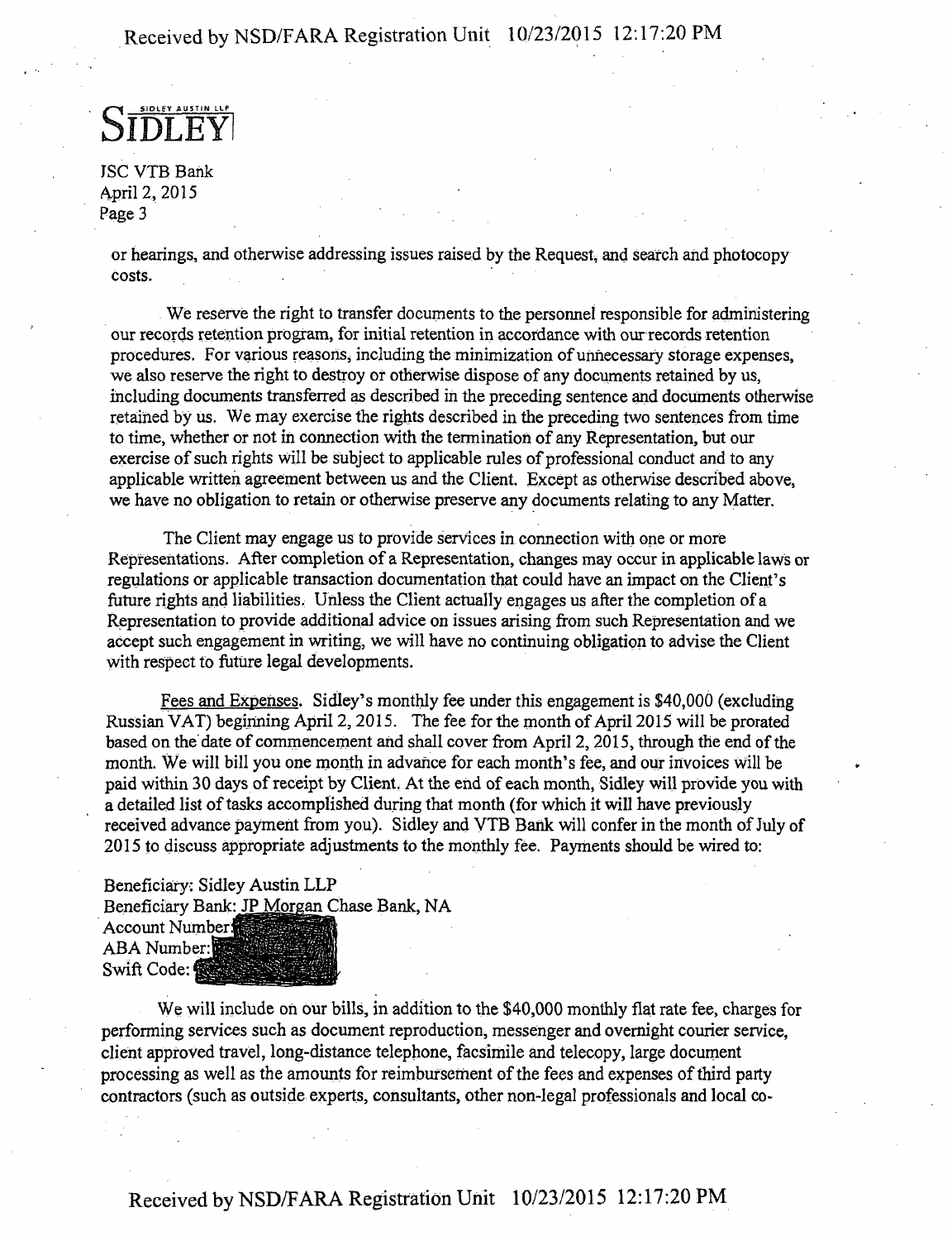JSC VTB Bank
April 2, 2015
Page 3

or hearings, and otherwise addressing issues raised by the Request, and search and photocopy costs.

We reserve the right to transfer documents to the personnel responsible for administering our records retention program, for initial retention in accordance with our records retention procedures. For various reasons, including the minimization of unnecessary storage expenses, we also reserve the right to destroy or otherwise dispose of any documents retained by us, including documents transferred as described in the preceding sentence and documents otherwise retained by us. We may exercise the rights described in the preceding two sentences from time to time, whether or not in connection with the termination of any Representation, but our exercise of such rights will be subject to applicable rules of professional conduct and to any applicable written agreement between us and the Client. Except as otherwise described above, we have no obligation to retain or otherwise preserve any documents relating to any Matter.

The Client may engage us to provide services in connection with one or more Representations. After completion of a Representation, changes may occur in applicable laws or regulations or applicable transaction documentation that could have an impact on the Client's future rights and liabilities. Unless the Client actually engages us after the completion of a Representation to provide additional advice on issues arising from such Representation and we accept such engagement in writing, we will have no continuing obligation to advise the Client with respect to future legal developments.

Fees and Expenses. Sidley's monthly fee under this engagement is $40,000 (excluding Russian VAT) beginning April 2, 2015. The fee for the month of April 2015 will be prorated based on the date of commencement and shall cover from April 2, 2015, through the end of the month. We will bill you one month in advance for each month's fee, and our invoices will be paid within 30 days of receipt by Client. At the end of each month, Sidley will provide you with a detailed list of tasks accomplished during that month (for which it will have previously received advance payment from you). Sidley and VTB Bank will confer in the month of July of 2015 to discuss appropriate adjustments to the monthly fee. Payments should be wired to:

Beneficiary: Sidley Austin LLP
Beneficiary Bank: JP Morgan Chase Bank, NA
Account Number: [redacted]
ABA Number: [redacted]
Swift Code: [redacted]

We will include on our bills, in addition to the $40,000 monthly flat rate fee, charges for performing services such as document reproduction, messenger and overnight courier service, client approved travel, long-distance telephone, facsimile and telecopy, large document processing as well as the amounts for reimbursement of the fees and expenses of third party contractors (such as outside experts, consultants, other non-legal professionals and local co-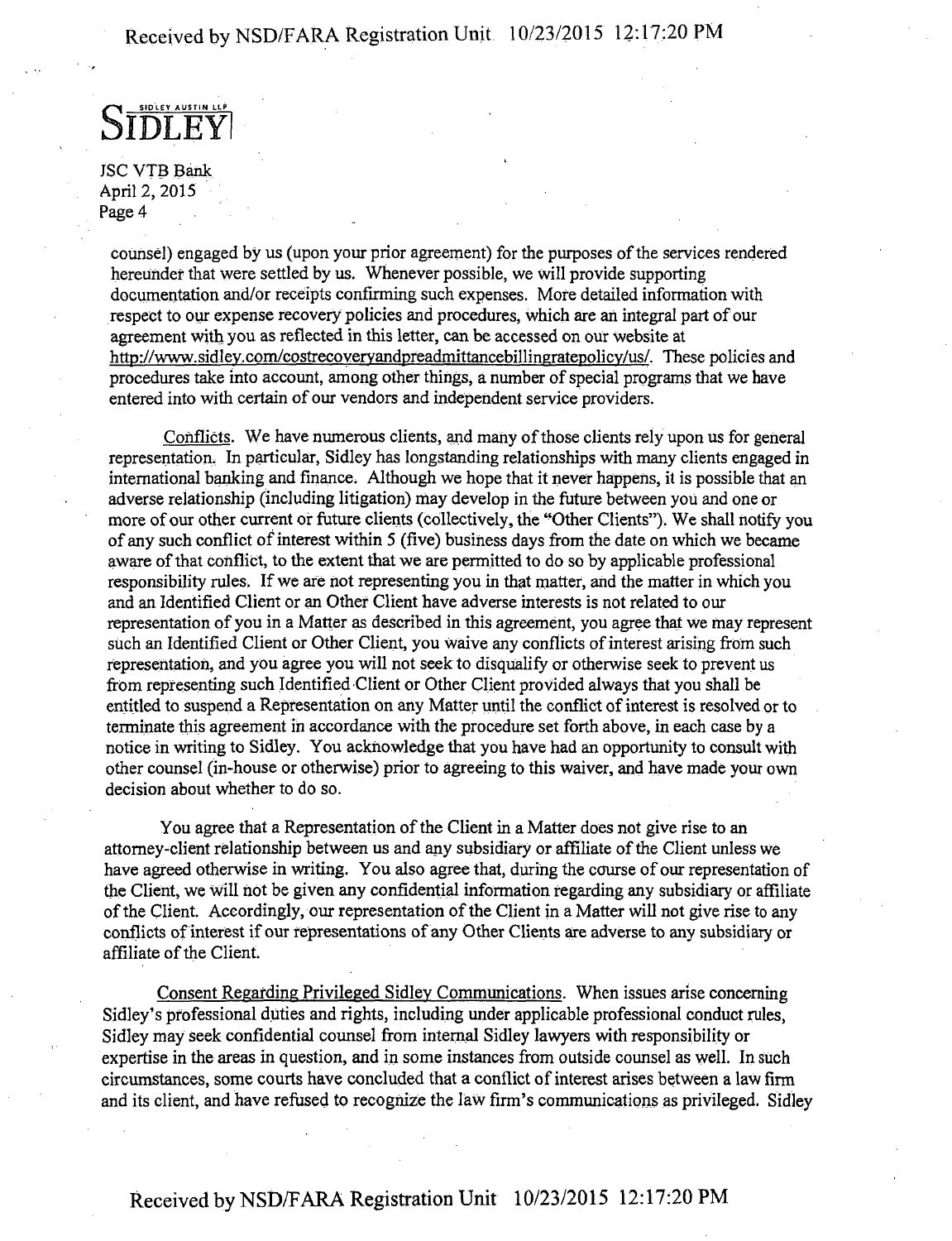counsel) engaged by us (upon your prior agreement) for the purposes of the services rendered hereunder that were settled by us. Whenever possible, we will provide supporting documentation and/or receipts confirming such expenses. More detailed information with respect to our expense recovery policies and procedures, which are an integral part of our agreement with you as reflected in this letter, can be accessed on our website at http://www.sidley.com/costrecoveryandpreadmittancebillingratepolicy/us/. These policies and procedures take into account, among other things, a number of special programs that we have entered into with certain of our vendors and independent service providers.

Conflicts. We have numerous clients, and many of those clients rely upon us for general representation. In particular, Sidley has longstanding relationships with many clients engaged in international banking and finance. Although we hope that it never happens, it is possible that an adverse relationship (including litigation) may develop in the future between you and one or more of our other current or future clients (collectively, the "Other Clients"). We shall notify you of any such conflict of interest within 5 (five) business days from the date on which we became aware of that conflict, to the extent that we are permitted to do so by applicable professional responsibility rules. If we are not representing you in that matter, and the matter in which you and an Identified Client or an Other Client have adverse interests is not related to our representation of you in a Matter as described in this agreement, you agree that we may represent such an Identified Client or Other Client, you waive any conflicts of interest arising from such representation, and you agree you will not seek to disqualify or otherwise seek to prevent us from representing such Identified Client or Other Client provided always that you shall be entitled to suspend a Representation on any Matter until the conflict of interest is resolved or to terminate this agreement in accordance with the procedure set forth above, in each case by a notice in writing to Sidley. You acknowledge that you have had an opportunity to consult with other counsel (in-house or otherwise) prior to agreeing to this waiver, and have made your own decision about whether to do so.

You agree that a Representation of the Client in a Matter does not give rise to an attorney-client relationship between us and any subsidiary or affiliate of the Client unless we have agreed otherwise in writing. You also agree that, during the course of our representation of the Client, we will not be given any confidential information regarding any subsidiary or affiliate of the Client. Accordingly, our representation of the Client in a Matter will not give rise to any conflicts of interest if our representations of any Other Clients are adverse to any subsidiary or affiliate of the Client.

Consent Regarding Privileged Sidley Communications. When issues arise concerning Sidley's professional duties and rights, including under applicable professional conduct rules, Sidley may seek confidential counsel from internal Sidley lawyers with responsibility or expertise in the areas in question, and in some instances from outside counsel as well. In such circumstances, some courts have concluded that a conflict of interest arises between a law firm and its client, and have refused to recognize the law firm's communications as privileged. Sidley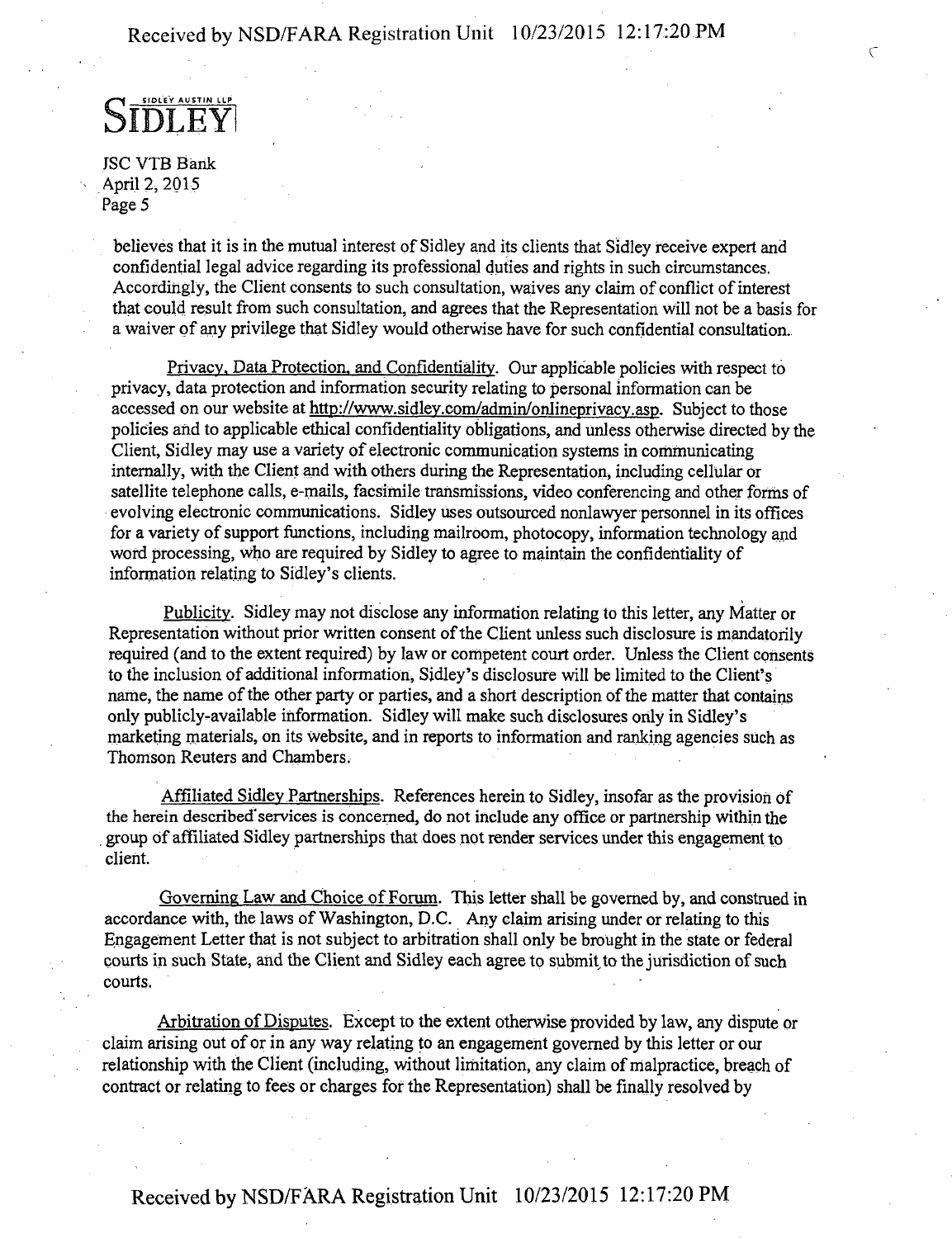believes that it is in the mutual interest of Sidley and its clients that Sidley receive expert and confidential legal advice regarding its professional duties and rights in such circumstances. Accordingly, the Client consents to such consultation, waives any claim of conflict of interest that could result from such consultation, and agrees that the Representation will not be a basis for a waiver of any privilege that Sidley would otherwise have for such confidential consultation.

Privacy, Data Protection, and Confidentiality. Our applicable policies with respect to privacy, data protection and information security relating to personal information can be accessed on our website at http://www.sidley.com/admin/onlineprivacy.asp. Subject to those policies and to applicable ethical confidentiality obligations, and unless otherwise directed by the Client, Sidley may use a variety of electronic communication systems in communicating internally, with the Client and with others during the Representation, including cellular or satellite telephone calls, e-mails, facsimile transmissions, video conferencing and other forms of evolving electronic communications. Sidley uses outsourced nonlawyer personnel in its offices for a variety of support functions, including mailroom, photocopy, information technology and word processing, who are required by Sidley to agree to maintain the confidentiality of information relating to Sidley's clients.

Publicity. Sidley may not disclose any information relating to this letter, any Matter or Representation without prior written consent of the Client unless such disclosure is mandatorily required (and to the extent required) by law or competent court order. Unless the Client consents to the inclusion of additional information, Sidley's disclosure will be limited to the Client's name, the name of the other party or parties, and a short description of the matter that contains only publicly-available information. Sidley will make such disclosures only in Sidley's marketing materials, on its website, and in reports to information and ranking agencies such as Thomson Reuters and Chambers.

Affiliated Sidley Partnerships. References herein to Sidley, insofar as the provision of the herein described services is concerned, do not include any office or partnership within the group of affiliated Sidley partnerships that does not render services under this engagement to client.

Governing Law and Choice of Forum. This letter shall be governed by, and construed in accordance with, the laws of Washington, D.C. Any claim arising under or relating to this Engagement Letter that is not subject to arbitration shall only be brought in the state or federal courts in such State, and the Client and Sidley each agree to submit to the jurisdiction of such courts.

Arbitration of Disputes. Except to the extent otherwise provided by law, any dispute or claim arising out of or in any way relating to an engagement governed by this letter or our relationship with the Client (including, without limitation, any claim of malpractice, breach of contract or relating to fees or charges for the Representation) shall be finally resolved by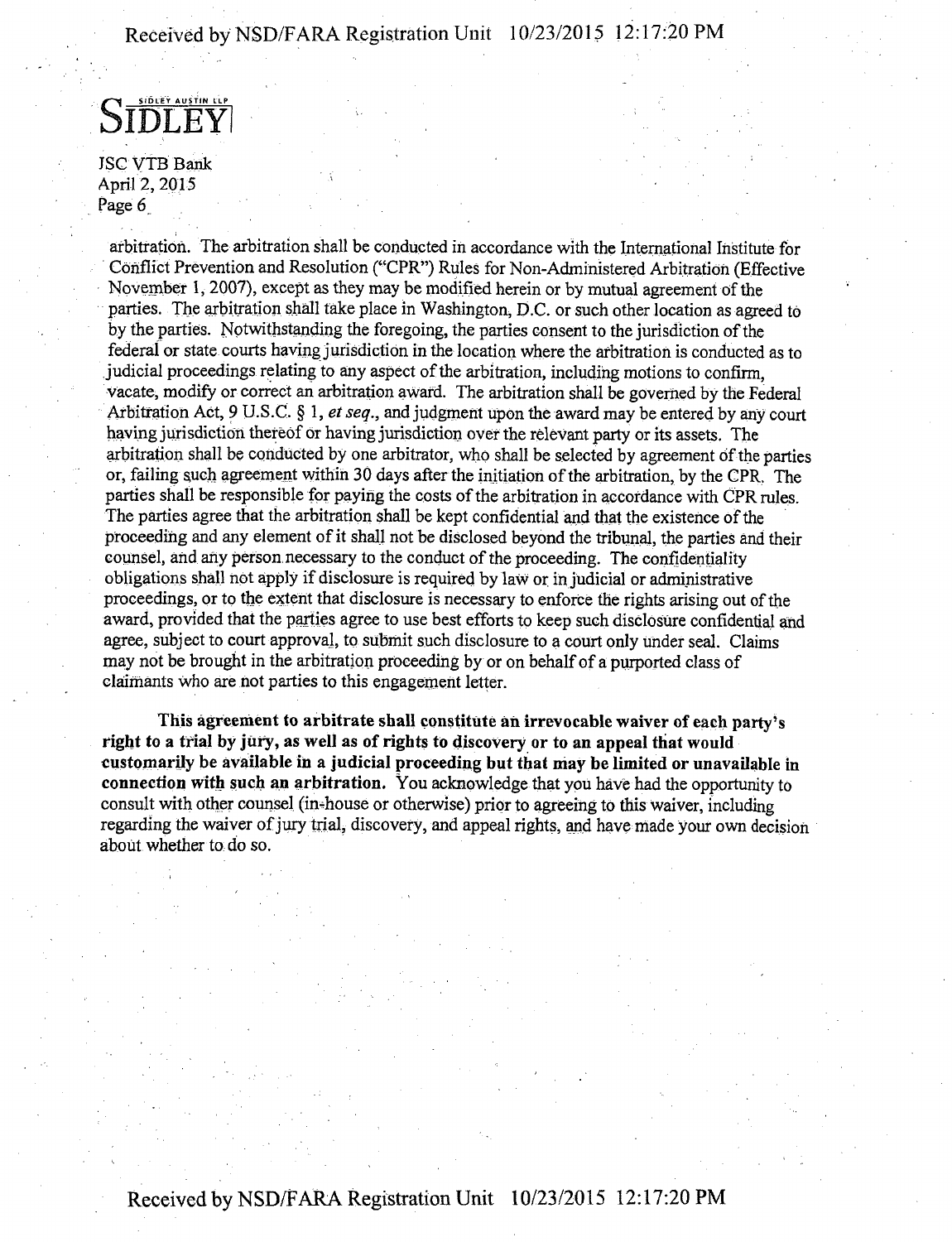arbitration. The arbitration shall be conducted in accordance with the International Institute for Conflict Prevention and Resolution ("CPR") Rules for Non-Administered Arbitration (Effective November 1, 2007), except as they may be modified herein or by mutual agreement of the parties. The arbitration shall take place in Washington, D.C. or such other location as agreed to by the parties. Notwithstanding the foregoing, the parties consent to the jurisdiction of the federal or state courts having jurisdiction in the location where the arbitration is conducted as to judicial proceedings relating to any aspect of the arbitration, including motions to confirm, vacate, modify or correct an arbitration award. The arbitration shall be governed by the Federal Arbitration Act, 9 U.S.C. § 1, *et seq.*, and judgment upon the award may be entered by any court having jurisdiction thereof or having jurisdiction over the relevant party or its assets. The arbitration shall be conducted by one arbitrator, who shall be selected by agreement of the parties or, failing such agreement within 30 days after the initiation of the arbitration, by the CPR. The parties shall be responsible for paying the costs of the arbitration in accordance with CPR rules. The parties agree that the arbitration shall be kept confidential and that the existence of the proceeding and any element of it shall not be disclosed beyond the tribunal, the parties and their counsel, and any person necessary to the conduct of the proceeding. The confidentiality obligations shall not apply if disclosure is required by law or in judicial or administrative proceedings, or to the extent that disclosure is necessary to enforce the rights arising out of the award, provided that the parties agree to use best efforts to keep such disclosure confidential and agree, subject to court approval, to submit such disclosure to a court only under seal. Claims may not be brought in the arbitration proceeding by or on behalf of a purported class of claimants who are not parties to this engagement letter.

**This agreement to arbitrate shall constitute an irrevocable waiver of each party's right to a trial by jury, as well as of rights to discovery or to an appeal that would customarily be available in a judicial proceeding but that may be limited or unavailable in connection with such an arbitration.** You acknowledge that you have had the opportunity to consult with other counsel (in-house or otherwise) prior to agreeing to this waiver, including regarding the waiver of jury trial, discovery, and appeal rights, and have made your own decision about whether to do so.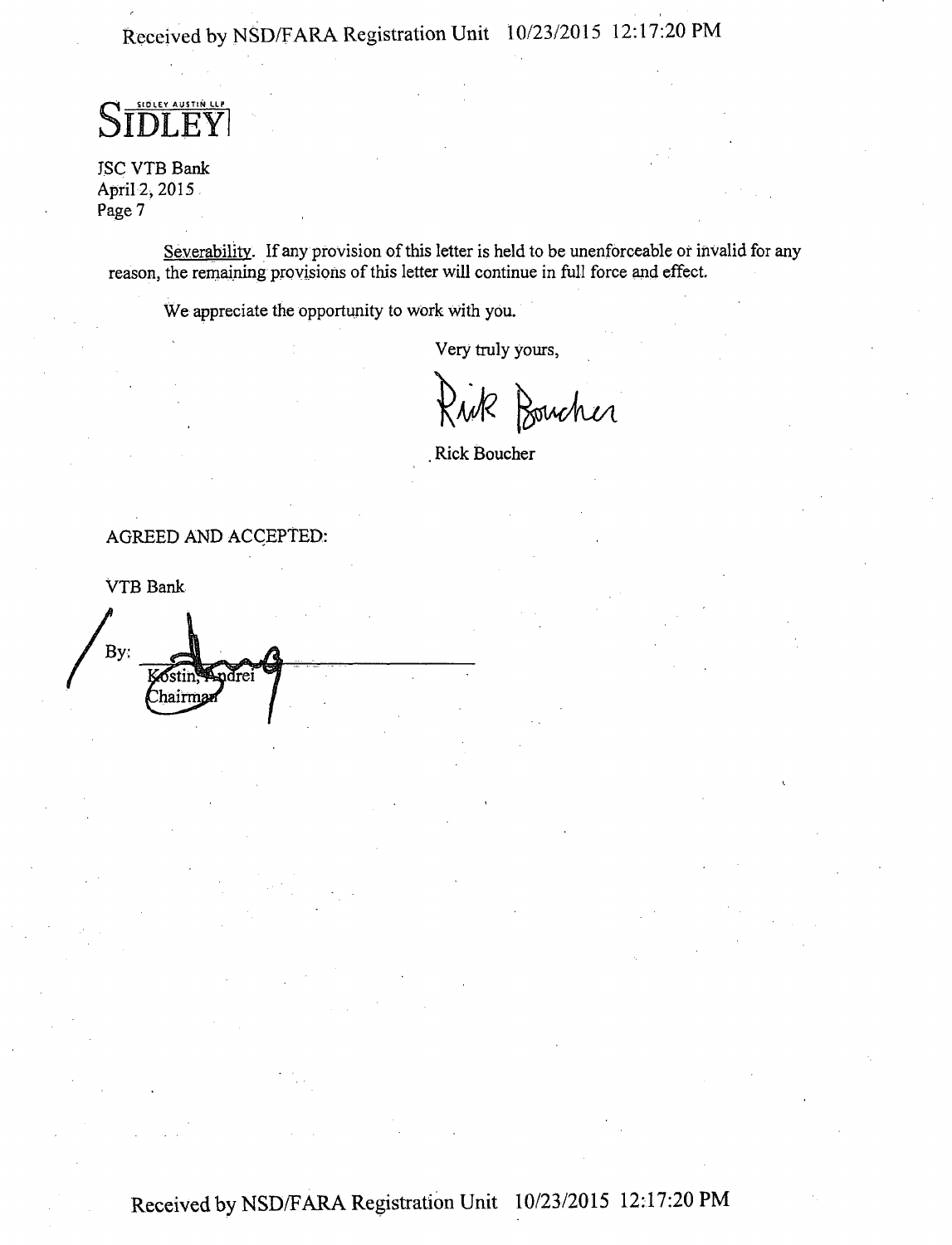JSC VTB Bank
April 2, 2015
Page 7

Severability. If any provision of this letter is held to be unenforceable or invalid for any reason, the remaining provisions of this letter will continue in full force and effect.

We appreciate the opportunity to work with you.

Very truly yours,

Rick Boucher

AGREED AND ACCEPTED:

VTB Bank

By: ______________________

Kostin, Andrei
Chairman